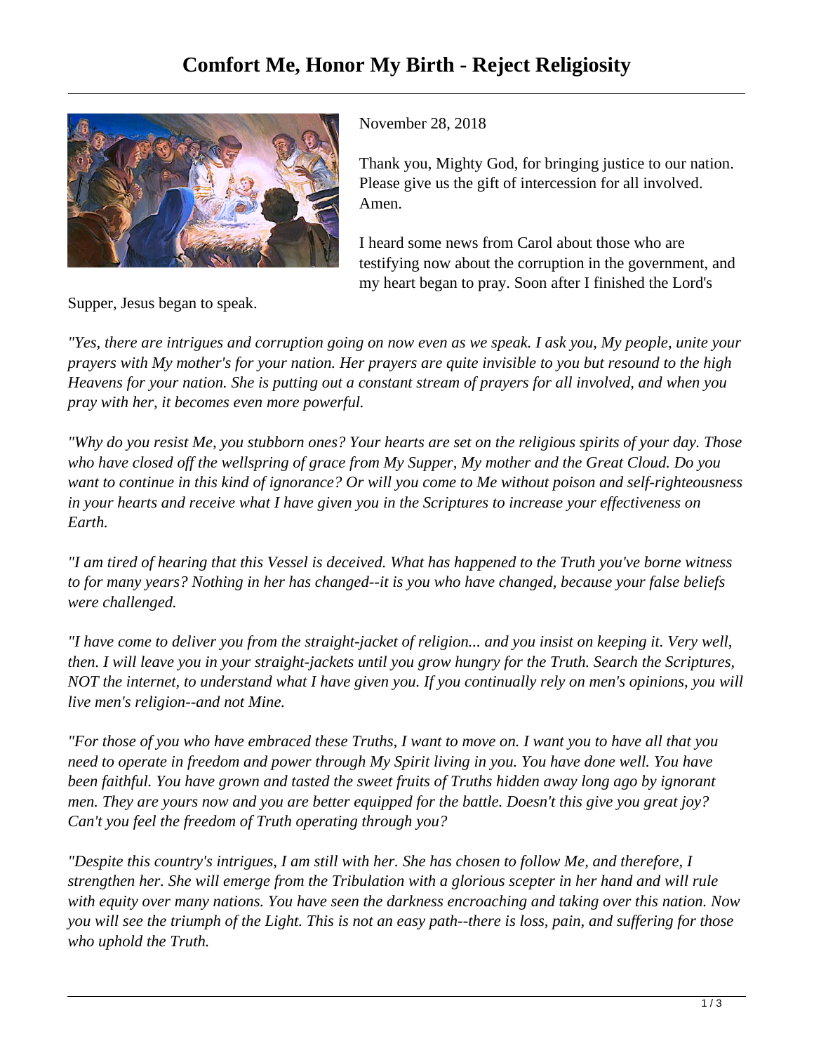# Comfort Me, Honor My Birth - Reject Religiosity

November 28, 2018

Thank you, Mighty God, for bringing justice to our nation. Please give us the gift of intercession for all involved. Amen.

I heard some news from Carol about those who are testifying now about the corruption in the government, and my heart began to pray. Soon after I finished the Lord's Supper, Jesus began to speak.

*"Yes, there are intrigues and corruption going on now even as we speak. I ask you, My people, unite your prayers with My mother's for your nation. Her prayers are quite invisible to you but resound to the high Heavens for your nation. She is putting out a constant stream of prayers for all involved, and when you pray with her, it becomes even more powerful.*

*"Why do you resist Me, you stubborn ones? Your hearts are set on the religious spirits of your day. Those who have closed off the wellspring of grace from My Supper, My mother and the Great Cloud. Do you want to continue in this kind of ignorance? Or will you come to Me without poison and self-righteousness in your hearts and receive what I have given you in the Scriptures to increase your effectiveness on Earth.*

*"I am tired of hearing that this Vessel is deceived. What has happened to the Truth you've borne witness to for many years? Nothing in her has changed--it is you who have changed, because your false beliefs were challenged.*

*"I have come to deliver you from the straight-jacket of religion... and you insist on keeping it. Very well, then. I will leave you in your straight-jackets until you grow hungry for the Truth. Search the Scriptures, NOT the internet, to understand what I have given you. If you continually rely on men's opinions, you will live men's religion--and not Mine.*

*"For those of you who have embraced these Truths, I want to move on. I want you to have all that you need to operate in freedom and power through My Spirit living in you. You have done well. You have been faithful. You have grown and tasted the sweet fruits of Truths hidden away long ago by ignorant men. They are yours now and you are better equipped for the battle. Doesn't this give you great joy? Can't you feel the freedom of Truth operating through you?*

*"Despite this country's intrigues, I am still with her. She has chosen to follow Me, and therefore, I strengthen her. She will emerge from the Tribulation with a glorious scepter in her hand and will rule with equity over many nations. You have seen the darkness encroaching and taking over this nation. Now you will see the triumph of the Light. This is not an easy path--there is loss, pain, and suffering for those who uphold the Truth.*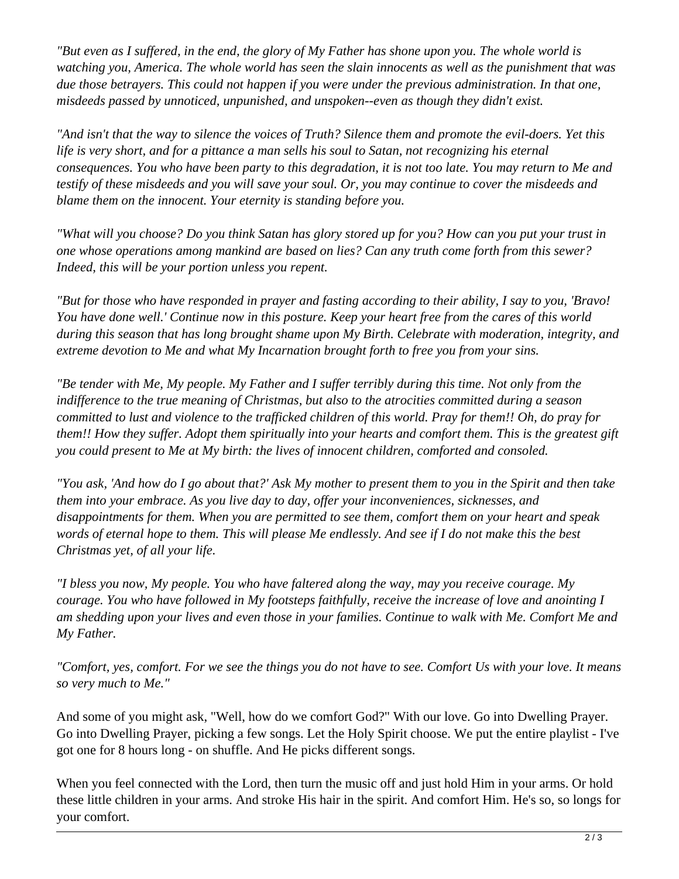*"But even as I suffered, in the end, the glory of My Father has shone upon you. The whole world is watching you, America. The whole world has seen the slain innocents as well as the punishment that was due those betrayers. This could not happen if you were under the previous administration. In that one, misdeeds passed by unnoticed, unpunished, and unspoken--even as though they didn't exist.*

*"And isn't that the way to silence the voices of Truth? Silence them and promote the evil-doers. Yet this life is very short, and for a pittance a man sells his soul to Satan, not recognizing his eternal consequences. You who have been party to this degradation, it is not too late. You may return to Me and testify of these misdeeds and you will save your soul. Or, you may continue to cover the misdeeds and blame them on the innocent. Your eternity is standing before you.*

*"What will you choose? Do you think Satan has glory stored up for you? How can you put your trust in one whose operations among mankind are based on lies? Can any truth come forth from this sewer? Indeed, this will be your portion unless you repent.*

*"But for those who have responded in prayer and fasting according to their ability, I say to you, 'Bravo! You have done well.' Continue now in this posture. Keep your heart free from the cares of this world during this season that has long brought shame upon My Birth. Celebrate with moderation, integrity, and extreme devotion to Me and what My Incarnation brought forth to free you from your sins.*

*"Be tender with Me, My people. My Father and I suffer terribly during this time. Not only from the indifference to the true meaning of Christmas, but also to the atrocities committed during a season committed to lust and violence to the trafficked children of this world. Pray for them!! Oh, do pray for them!! How they suffer. Adopt them spiritually into your hearts and comfort them. This is the greatest gift you could present to Me at My birth: the lives of innocent children, comforted and consoled.*

*"You ask, 'And how do I go about that?' Ask My mother to present them to you in the Spirit and then take them into your embrace. As you live day to day, offer your inconveniences, sicknesses, and disappointments for them. When you are permitted to see them, comfort them on your heart and speak words of eternal hope to them. This will please Me endlessly. And see if I do not make this the best Christmas yet, of all your life.*

*"I bless you now, My people. You who have faltered along the way, may you receive courage. My courage. You who have followed in My footsteps faithfully, receive the increase of love and anointing I am shedding upon your lives and even those in your families. Continue to walk with Me. Comfort Me and My Father.*

*"Comfort, yes, comfort. For we see the things you do not have to see. Comfort Us with your love. It means so very much to Me."*

And some of you might ask, "Well, how do we comfort God?" With our love. Go into Dwelling Prayer. Go into Dwelling Prayer, picking a few songs. Let the Holy Spirit choose. We put the entire playlist - I've got one for 8 hours long - on shuffle. And He picks different songs.

When you feel connected with the Lord, then turn the music off and just hold Him in your arms. Or hold these little children in your arms. And stroke His hair in the spirit. And comfort Him. He's so, so longs for your comfort.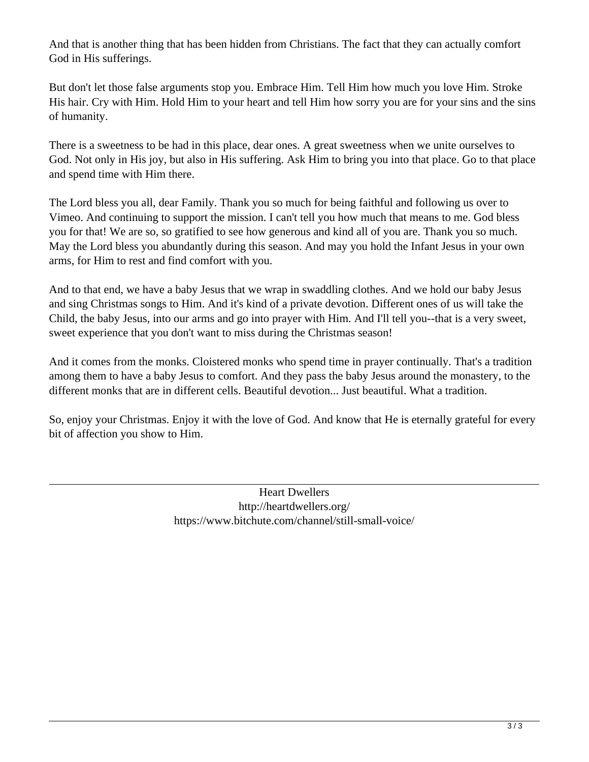And that is another thing that has been hidden from Christians. The fact that they can actually comfort God in His sufferings.

But don't let those false arguments stop you. Embrace Him. Tell Him how much you love Him. Stroke His hair. Cry with Him. Hold Him to your heart and tell Him how sorry you are for your sins and the sins of humanity.

There is a sweetness to be had in this place, dear ones. A great sweetness when we unite ourselves to God. Not only in His joy, but also in His suffering. Ask Him to bring you into that place. Go to that place and spend time with Him there.

The Lord bless you all, dear Family. Thank you so much for being faithful and following us over to Vimeo. And continuing to support the mission. I can't tell you how much that means to me. God bless you for that! We are so, so gratified to see how generous and kind all of you are. Thank you so much. May the Lord bless you abundantly during this season. And may you hold the Infant Jesus in your own arms, for Him to rest and find comfort with you.

And to that end, we have a baby Jesus that we wrap in swaddling clothes. And we hold our baby Jesus and sing Christmas songs to Him. And it's kind of a private devotion. Different ones of us will take the Child, the baby Jesus, into our arms and go into prayer with Him. And I'll tell you--that is a very sweet, sweet experience that you don't want to miss during the Christmas season!

And it comes from the monks. Cloistered monks who spend time in prayer continually. That's a tradition among them to have a baby Jesus to comfort. And they pass the baby Jesus around the monastery, to the different monks that are in different cells. Beautiful devotion... Just beautiful. What a tradition.

So, enjoy your Christmas. Enjoy it with the love of God. And know that He is eternally grateful for every bit of affection you show to Him.

---

Heart Dwellers
http://heartdwellers.org/
https://www.bitchute.com/channel/still-small-voice/